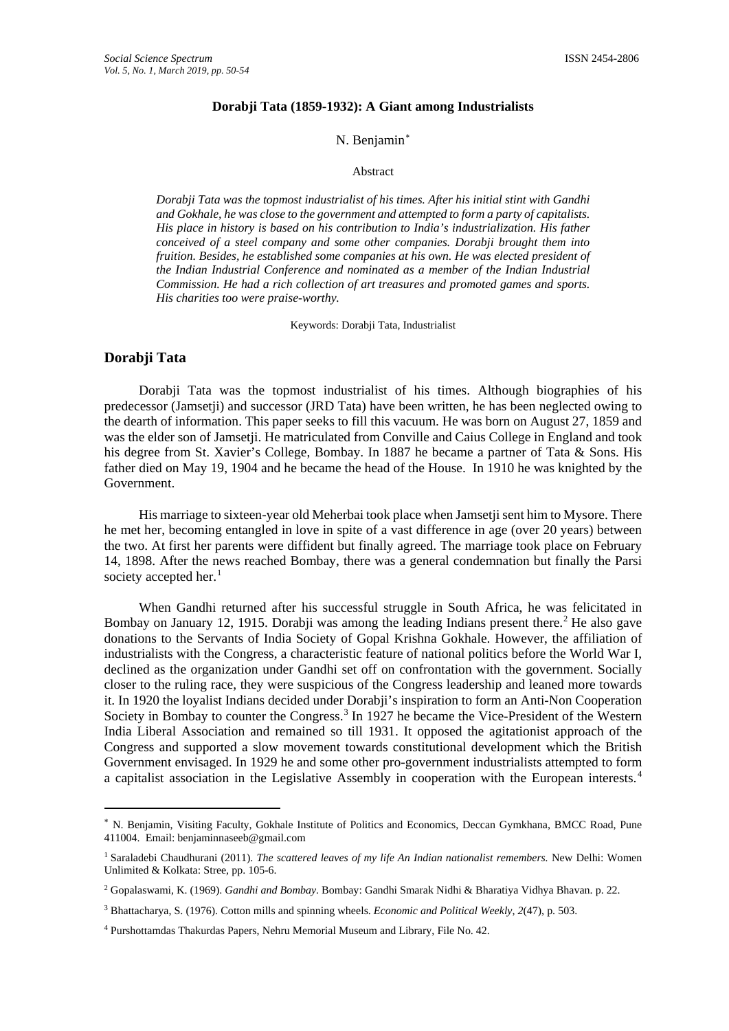# Dorabji Tata (1859-1932): A Giant among Industrialists

N. Benjamin*

Abstract

*Dorabji Tata was the topmost industrialist of his times. After his initial stint with Gandhi and Gokhale, he was close to the government and attempted to form a party of capitalists. His place in history is based on his contribution to India's industrialization. His father conceived of a steel company and some other companies. Dorabji brought them into fruition. Besides, he established some companies at his own. He was elected president of the Indian Industrial Conference and nominated as a member of the Indian Industrial Commission. He had a rich collection of art treasures and promoted games and sports. His charities too were praise-worthy.*

Keywords: Dorabji Tata, Industrialist

## Dorabji Tata

Dorabji Tata was the topmost industrialist of his times. Although biographies of his predecessor (Jamsetji) and successor (JRD Tata) have been written, he has been neglected owing to the dearth of information. This paper seeks to fill this vacuum. He was born on August 27, 1859 and was the elder son of Jamsetji. He matriculated from Conville and Caius College in England and took his degree from St. Xavier's College, Bombay. In 1887 he became a partner of Tata & Sons. His father died on May 19, 1904 and he became the head of the House. In 1910 he was knighted by the Government.

His marriage to sixteen-year old Meherbai took place when Jamsetji sent him to Mysore. There he met her, becoming entangled in love in spite of a vast difference in age (over 20 years) between the two. At first her parents were diffident but finally agreed. The marriage took place on February 14, 1898. After the news reached Bombay, there was a general condemnation but finally the Parsi society accepted her.[1]

When Gandhi returned after his successful struggle in South Africa, he was felicitated in Bombay on January 12, 1915. Dorabji was among the leading Indians present there.[2] He also gave donations to the Servants of India Society of Gopal Krishna Gokhale. However, the affiliation of industrialists with the Congress, a characteristic feature of national politics before the World War I, declined as the organization under Gandhi set off on confrontation with the government. Socially closer to the ruling race, they were suspicious of the Congress leadership and leaned more towards it. In 1920 the loyalist Indians decided under Dorabji's inspiration to form an Anti-Non Cooperation Society in Bombay to counter the Congress.[3] In 1927 he became the Vice-President of the Western India Liberal Association and remained so till 1931. It opposed the agitationist approach of the Congress and supported a slow movement towards constitutional development which the British Government envisaged. In 1929 he and some other pro-government industrialists attempted to form a capitalist association in the Legislative Assembly in cooperation with the European interests.[4]

---

* N. Benjamin, Visiting Faculty, Gokhale Institute of Politics and Economics, Deccan Gymkhana, BMCC Road, Pune 411004. Email: benjaminnaseeb@gmail.com

[1] Saraladebi Chaudhurani (2011). *The scattered leaves of my life An Indian nationalist remembers.* New Delhi: Women Unlimited & Kolkata: Stree, pp. 105-6.

[2] Gopalaswami, K. (1969). *Gandhi and Bombay.* Bombay: Gandhi Smarak Nidhi & Bharatiya Vidhya Bhavan. p. 22.

[3] Bhattacharya, S. (1976). Cotton mills and spinning wheels. *Economic and Political Weekly, 2*(47), p. 503.

[4] Purshottamdas Thakurdas Papers, Nehru Memorial Museum and Library, File No. 42.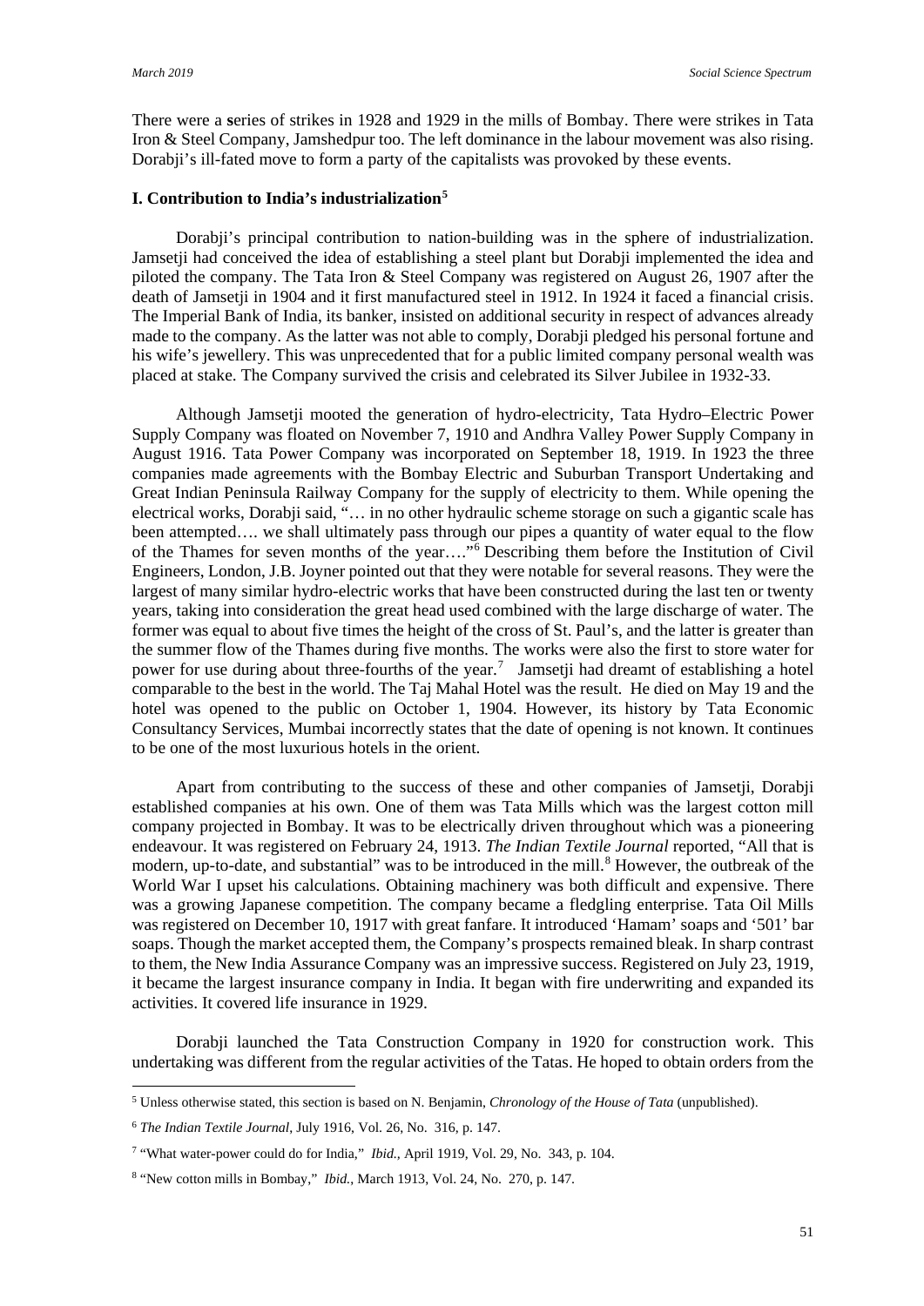There were a series of strikes in 1928 and 1929 in the mills of Bombay. There were strikes in Tata Iron & Steel Company, Jamshedpur too. The left dominance in the labour movement was also rising. Dorabji's ill-fated move to form a party of the capitalists was provoked by these events.

### I. Contribution to India's industrialization[5]

Dorabji's principal contribution to nation-building was in the sphere of industrialization. Jamsetji had conceived the idea of establishing a steel plant but Dorabji implemented the idea and piloted the company. The Tata Iron & Steel Company was registered on August 26, 1907 after the death of Jamsetji in 1904 and it first manufactured steel in 1912. In 1924 it faced a financial crisis. The Imperial Bank of India, its banker, insisted on additional security in respect of advances already made to the company. As the latter was not able to comply, Dorabji pledged his personal fortune and his wife's jewellery. This was unprecedented that for a public limited company personal wealth was placed at stake. The Company survived the crisis and celebrated its Silver Jubilee in 1932-33.

Although Jamsetji mooted the generation of hydro-electricity, Tata Hydro–Electric Power Supply Company was floated on November 7, 1910 and Andhra Valley Power Supply Company in August 1916. Tata Power Company was incorporated on September 18, 1919. In 1923 the three companies made agreements with the Bombay Electric and Suburban Transport Undertaking and Great Indian Peninsula Railway Company for the supply of electricity to them. While opening the electrical works, Dorabji said, "… in no other hydraulic scheme storage on such a gigantic scale has been attempted…. we shall ultimately pass through our pipes a quantity of water equal to the flow of the Thames for seven months of the year…."[6] Describing them before the Institution of Civil Engineers, London, J.B. Joyner pointed out that they were notable for several reasons. They were the largest of many similar hydro-electric works that have been constructed during the last ten or twenty years, taking into consideration the great head used combined with the large discharge of water. The former was equal to about five times the height of the cross of St. Paul's, and the latter is greater than the summer flow of the Thames during five months. The works were also the first to store water for power for use during about three-fourths of the year.[7] Jamsetji had dreamt of establishing a hotel comparable to the best in the world. The Taj Mahal Hotel was the result. He died on May 19 and the hotel was opened to the public on October 1, 1904. However, its history by Tata Economic Consultancy Services, Mumbai incorrectly states that the date of opening is not known. It continues to be one of the most luxurious hotels in the orient.

Apart from contributing to the success of these and other companies of Jamsetji, Dorabji established companies at his own. One of them was Tata Mills which was the largest cotton mill company projected in Bombay. It was to be electrically driven throughout which was a pioneering endeavour. It was registered on February 24, 1913. *The Indian Textile Journal* reported, "All that is modern, up-to-date, and substantial" was to be introduced in the mill.[8] However, the outbreak of the World War I upset his calculations. Obtaining machinery was both difficult and expensive. There was a growing Japanese competition. The company became a fledgling enterprise. Tata Oil Mills was registered on December 10, 1917 with great fanfare. It introduced 'Hamam' soaps and '501' bar soaps. Though the market accepted them, the Company's prospects remained bleak. In sharp contrast to them, the New India Assurance Company was an impressive success. Registered on July 23, 1919, it became the largest insurance company in India. It began with fire underwriting and expanded its activities. It covered life insurance in 1929.

Dorabji launched the Tata Construction Company in 1920 for construction work. This undertaking was different from the regular activities of the Tatas. He hoped to obtain orders from the

---

[5] Unless otherwise stated, this section is based on N. Benjamin, *Chronology of the House of Tata* (unpublished).

[6] *The Indian Textile Journal*, July 1916, Vol. 26, No. 316, p. 147.

[7] "What water-power could do for India," *Ibid.*, April 1919, Vol. 29, No. 343, p. 104.

[8] "New cotton mills in Bombay," *Ibid.*, March 1913, Vol. 24, No. 270, p. 147.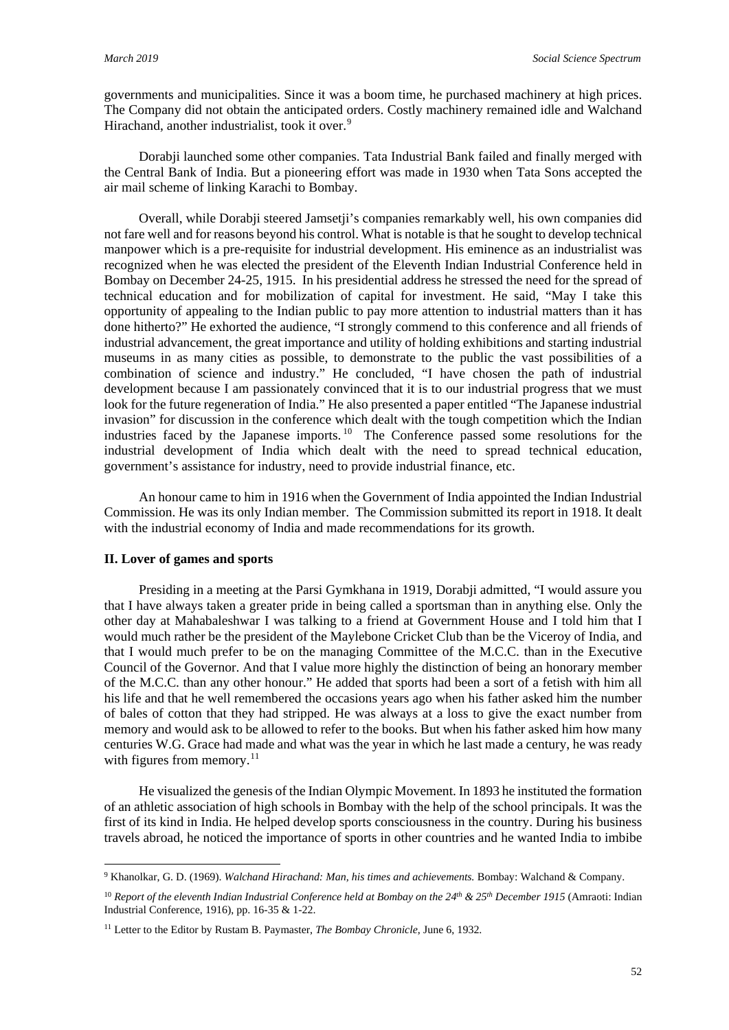governments and municipalities. Since it was a boom time, he purchased machinery at high prices. The Company did not obtain the anticipated orders. Costly machinery remained idle and Walchand Hirachand, another industrialist, took it over.[9]

Dorabji launched some other companies. Tata Industrial Bank failed and finally merged with the Central Bank of India. But a pioneering effort was made in 1930 when Tata Sons accepted the air mail scheme of linking Karachi to Bombay.

Overall, while Dorabji steered Jamsetji's companies remarkably well, his own companies did not fare well and for reasons beyond his control. What is notable is that he sought to develop technical manpower which is a pre-requisite for industrial development. His eminence as an industrialist was recognized when he was elected the president of the Eleventh Indian Industrial Conference held in Bombay on December 24-25, 1915. In his presidential address he stressed the need for the spread of technical education and for mobilization of capital for investment. He said, "May I take this opportunity of appealing to the Indian public to pay more attention to industrial matters than it has done hitherto?" He exhorted the audience, "I strongly commend to this conference and all friends of industrial advancement, the great importance and utility of holding exhibitions and starting industrial museums in as many cities as possible, to demonstrate to the public the vast possibilities of a combination of science and industry." He concluded, "I have chosen the path of industrial development because I am passionately convinced that it is to our industrial progress that we must look for the future regeneration of India." He also presented a paper entitled "The Japanese industrial invasion" for discussion in the conference which dealt with the tough competition which the Indian industries faced by the Japanese imports.[10] The Conference passed some resolutions for the industrial development of India which dealt with the need to spread technical education, government's assistance for industry, need to provide industrial finance, etc.

An honour came to him in 1916 when the Government of India appointed the Indian Industrial Commission. He was its only Indian member. The Commission submitted its report in 1918. It dealt with the industrial economy of India and made recommendations for its growth.

### II. Lover of games and sports

Presiding in a meeting at the Parsi Gymkhana in 1919, Dorabji admitted, "I would assure you that I have always taken a greater pride in being called a sportsman than in anything else. Only the other day at Mahabaleshwar I was talking to a friend at Government House and I told him that I would much rather be the president of the Maylebone Cricket Club than be the Viceroy of India, and that I would much prefer to be on the managing Committee of the M.C.C. than in the Executive Council of the Governor. And that I value more highly the distinction of being an honorary member of the M.C.C. than any other honour." He added that sports had been a sort of a fetish with him all his life and that he well remembered the occasions years ago when his father asked him the number of bales of cotton that they had stripped. He was always at a loss to give the exact number from memory and would ask to be allowed to refer to the books. But when his father asked him how many centuries W.G. Grace had made and what was the year in which he last made a century, he was ready with figures from memory.[11]

He visualized the genesis of the Indian Olympic Movement. In 1893 he instituted the formation of an athletic association of high schools in Bombay with the help of the school principals. It was the first of its kind in India. He helped develop sports consciousness in the country. During his business travels abroad, he noticed the importance of sports in other countries and he wanted India to imbibe

---

[9] Khanolkar, G. D. (1969). *Walchand Hirachand: Man, his times and achievements.* Bombay: Walchand & Company.

[10] *Report of the eleventh Indian Industrial Conference held at Bombay on the 24th & 25th December 1915* (Amraoti: Indian Industrial Conference, 1916), pp. 16-35 & 1-22.

[11] Letter to the Editor by Rustam B. Paymaster, *The Bombay Chronicle*, June 6, 1932.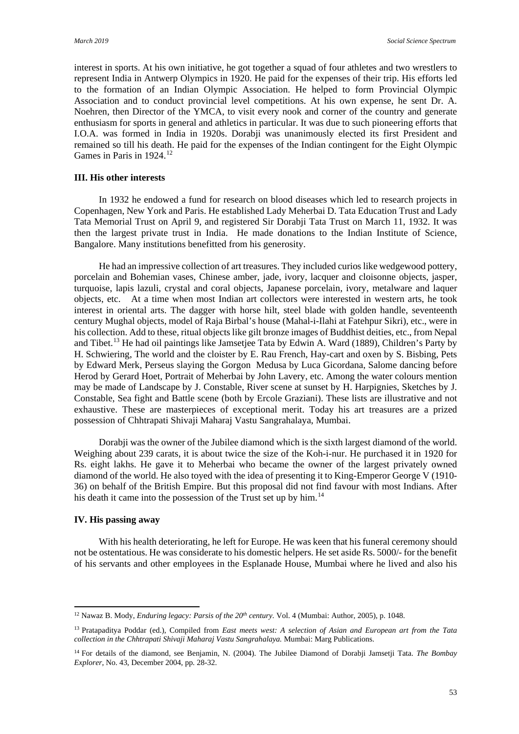interest in sports. At his own initiative, he got together a squad of four athletes and two wrestlers to represent India in Antwerp Olympics in 1920. He paid for the expenses of their trip. His efforts led to the formation of an Indian Olympic Association. He helped to form Provincial Olympic Association and to conduct provincial level competitions. At his own expense, he sent Dr. A. Noehren, then Director of the YMCA, to visit every nook and corner of the country and generate enthusiasm for sports in general and athletics in particular. It was due to such pioneering efforts that I.O.A. was formed in India in 1920s. Dorabji was unanimously elected its first President and remained so till his death. He paid for the expenses of the Indian contingent for the Eight Olympic Games in Paris in 1924.[12]

### III. His other interests

In 1932 he endowed a fund for research on blood diseases which led to research projects in Copenhagen, New York and Paris. He established Lady Meherbai D. Tata Education Trust and Lady Tata Memorial Trust on April 9, and registered Sir Dorabji Tata Trust on March 11, 1932. It was then the largest private trust in India. He made donations to the Indian Institute of Science, Bangalore. Many institutions benefitted from his generosity.

He had an impressive collection of art treasures. They included curios like wedgewood pottery, porcelain and Bohemian vases, Chinese amber, jade, ivory, lacquer and cloisonne objects, jasper, turquoise, lapis lazuli, crystal and coral objects, Japanese porcelain, ivory, metalware and laquer objects, etc. At a time when most Indian art collectors were interested in western arts, he took interest in oriental arts. The dagger with horse hilt, steel blade with golden handle, seventeenth century Mughal objects, model of Raja Birbal's house (Mahal-i-Ilahi at Fatehpur Sikri), etc., were in his collection. Add to these, ritual objects like gilt bronze images of Buddhist deities, etc., from Nepal and Tibet.[13] He had oil paintings like Jamsetjee Tata by Edwin A. Ward (1889), Children's Party by H. Schwiering, The world and the cloister by E. Rau French, Hay-cart and oxen by S. Bisbing, Pets by Edward Merk, Perseus slaying the Gorgon Medusa by Luca Gicordana, Salome dancing before Herod by Gerard Hoet, Portrait of Meherbai by John Lavery, etc. Among the water colours mention may be made of Landscape by J. Constable, River scene at sunset by H. Harpignies, Sketches by J. Constable, Sea fight and Battle scene (both by Ercole Graziani). These lists are illustrative and not exhaustive. These are masterpieces of exceptional merit. Today his art treasures are a prized possession of Chhtrapati Shivaji Maharaj Vastu Sangrahalaya, Mumbai.

Dorabji was the owner of the Jubilee diamond which is the sixth largest diamond of the world. Weighing about 239 carats, it is about twice the size of the Koh-i-nur. He purchased it in 1920 for Rs. eight lakhs. He gave it to Meherbai who became the owner of the largest privately owned diamond of the world. He also toyed with the idea of presenting it to King-Emperor George V (1910-36) on behalf of the British Empire. But this proposal did not find favour with most Indians. After his death it came into the possession of the Trust set up by him.[14]

### IV. His passing away

With his health deteriorating, he left for Europe. He was keen that his funeral ceremony should not be ostentatious. He was considerate to his domestic helpers. He set aside Rs. 5000/- for the benefit of his servants and other employees in the Esplanade House, Mumbai where he lived and also his

---

[12] Nawaz B. Mody, *Enduring legacy: Parsis of the 20th century.* Vol. 4 (Mumbai: Author, 2005), p. 1048.

[13] Pratapaditya Poddar (ed.), Compiled from *East meets west: A selection of Asian and European art from the Tata collection in the Chhtrapati Shivaji Maharaj Vastu Sangrahalaya.* Mumbai: Marg Publications.

[14] For details of the diamond, see Benjamin, N. (2004). The Jubilee Diamond of Dorabji Jamsetji Tata. *The Bombay Explorer*, No. 43, December 2004, pp. 28-32.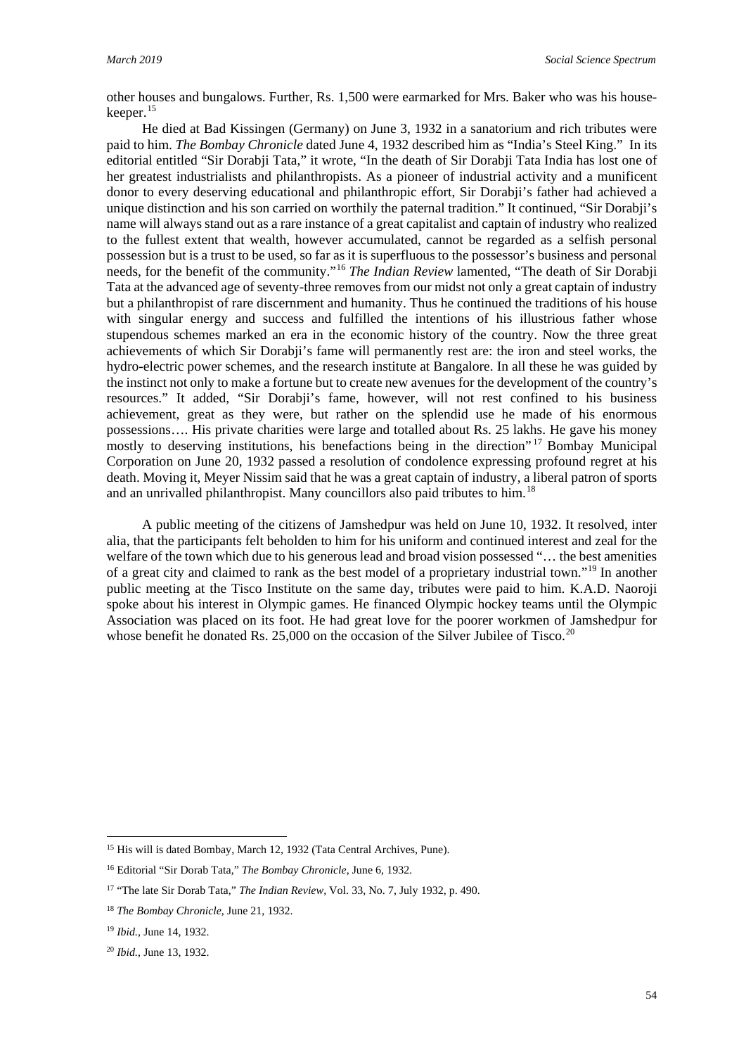other houses and bungalows. Further, Rs. 1,500 were earmarked for Mrs. Baker who was his housekeeper.[15]

He died at Bad Kissingen (Germany) on June 3, 1932 in a sanatorium and rich tributes were paid to him. *The Bombay Chronicle* dated June 4, 1932 described him as "India's Steel King." In its editorial entitled "Sir Dorabji Tata," it wrote, "In the death of Sir Dorabji Tata India has lost one of her greatest industrialists and philanthropists. As a pioneer of industrial activity and a munificent donor to every deserving educational and philanthropic effort, Sir Dorabji's father had achieved a unique distinction and his son carried on worthily the paternal tradition." It continued, "Sir Dorabji's name will always stand out as a rare instance of a great capitalist and captain of industry who realized to the fullest extent that wealth, however accumulated, cannot be regarded as a selfish personal possession but is a trust to be used, so far as it is superfluous to the possessor's business and personal needs, for the benefit of the community."[16] *The Indian Review* lamented, "The death of Sir Dorabji Tata at the advanced age of seventy-three removes from our midst not only a great captain of industry but a philanthropist of rare discernment and humanity. Thus he continued the traditions of his house with singular energy and success and fulfilled the intentions of his illustrious father whose stupendous schemes marked an era in the economic history of the country. Now the three great achievements of which Sir Dorabji's fame will permanently rest are: the iron and steel works, the hydro-electric power schemes, and the research institute at Bangalore. In all these he was guided by the instinct not only to make a fortune but to create new avenues for the development of the country's resources." It added, "Sir Dorabji's fame, however, will not rest confined to his business achievement, great as they were, but rather on the splendid use he made of his enormous possessions…. His private charities were large and totalled about Rs. 25 lakhs. He gave his money mostly to deserving institutions, his benefactions being in the direction"[17] Bombay Municipal Corporation on June 20, 1932 passed a resolution of condolence expressing profound regret at his death. Moving it, Meyer Nissim said that he was a great captain of industry, a liberal patron of sports and an unrivalled philanthropist. Many councillors also paid tributes to him.[18]

A public meeting of the citizens of Jamshedpur was held on June 10, 1932. It resolved, inter alia, that the participants felt beholden to him for his uniform and continued interest and zeal for the welfare of the town which due to his generous lead and broad vision possessed "… the best amenities of a great city and claimed to rank as the best model of a proprietary industrial town."[19] In another public meeting at the Tisco Institute on the same day, tributes were paid to him. K.A.D. Naoroji spoke about his interest in Olympic games. He financed Olympic hockey teams until the Olympic Association was placed on its foot. He had great love for the poorer workmen of Jamshedpur for whose benefit he donated Rs. 25,000 on the occasion of the Silver Jubilee of Tisco.[20]

---

[15] His will is dated Bombay, March 12, 1932 (Tata Central Archives, Pune).

[16] Editorial "Sir Dorab Tata," *The Bombay Chronicle*, June 6, 1932.

[17] "The late Sir Dorab Tata," *The Indian Review*, Vol. 33, No. 7, July 1932, p. 490.

[18] *The Bombay Chronicle*, June 21, 1932.

[19] *Ibid.*, June 14, 1932.

[20] *Ibid.*, June 13, 1932.